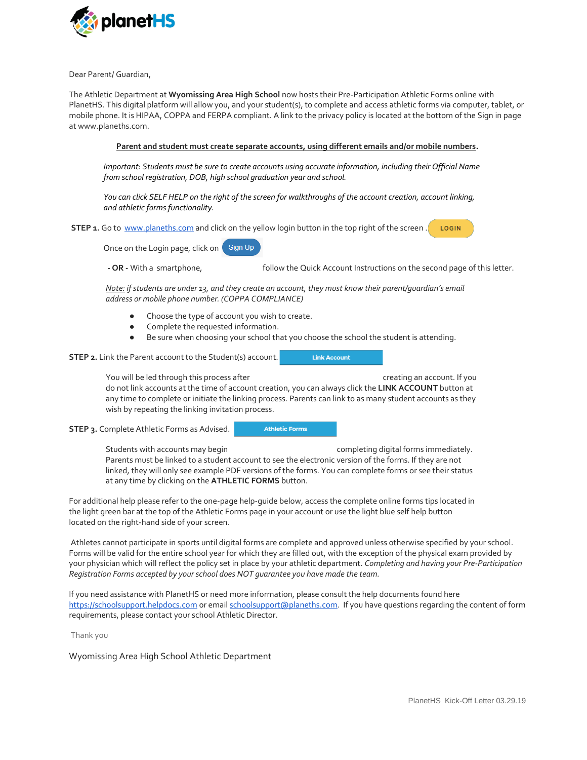planetHS

Dear Parent/ Guardian,

The Athletic Department at **Wyomissing Area High School** now hosts their Pre-Participation Athletic Forms online with PlanetHS. This digital platform will allow you, and your student(s), to complete and access athletic forms via computer, tablet, or mobile phone. It is HIPAA, COPPA and FERPA compliant. A link to the privacy policy is located at the bottom of the Sign in page at www.planeths.com.

**Parent and student must create separate accounts, using different emails and/or mobile numbers.**

*Important: Students must be sure to create accounts using accurate information, including their Official Name from school registration, DOB, high school graduation year and school.*

*You can click SELF HELP on the right of the screen for walkthroughs of the account creation, account linking, and athletic forms functionality.*

**STEP 1.** Go to www.planeths.com and click on the yellow login button in the top right of the screen. LOGIN

Once on the Login page, click on Sign Up

**- OR -** With a smartphone, follow the Quick Account Instructions on the second page of this letter.

*Note: if students are under 13, and they create an account, they must know their parent/guardian's email address or mobile phone number. (COPPA COMPLIANCE)*

- Choose the type of account you wish to create.
- Complete the requested information.
- Be sure when choosing your school that you choose the school the student is attending.

**STEP 2.** Link the Parent account to the Student(s) account. Link Account

You will be led through this process after creating an account. If you do not link accounts at the time of account creation, you can always click the **LINK ACCOUNT** button at any time to complete or initiate the linking process. Parents can link to as many student accounts as they wish by repeating the linking invitation process.

**STEP 3.** Complete Athletic Forms as Advised. Athletic Forms

Students with accounts may begin completing digital forms immediately. Parents must be linked to a student account to see the electronic version of the forms. If they are not linked, they will only see example PDF versions of the forms. You can complete forms or see their status at any time by clicking on the **ATHLETIC FORMS** button.

For additional help please refer to the one-page help-guide below, access the complete online forms tips located in the light green bar at the top of the Athletic Forms page in your account or use the light blue self help button located on the right-hand side of your screen.

Athletes cannot participate in sports until digital forms are complete and approved unless otherwise specified by your school. Forms will be valid for the entire school year for which they are filled out, with the exception of the physical exam provided by your physician which will reflect the policy set in place by your athletic department. *Completing and having your Pre-Participation Registration Forms accepted by your school does NOT guarantee you have made the team.*

If you need assistance with PlanetHS or need more information, please consult the help documents found here https://schoolsupport.helpdocs.com or email schoolsupport@planeths.com. If you have questions regarding the content of form requirements, please contact your school Athletic Director.

Thank you

Wyomissing Area High School Athletic Department

PlanetHS Kick-Off Letter 03.29.19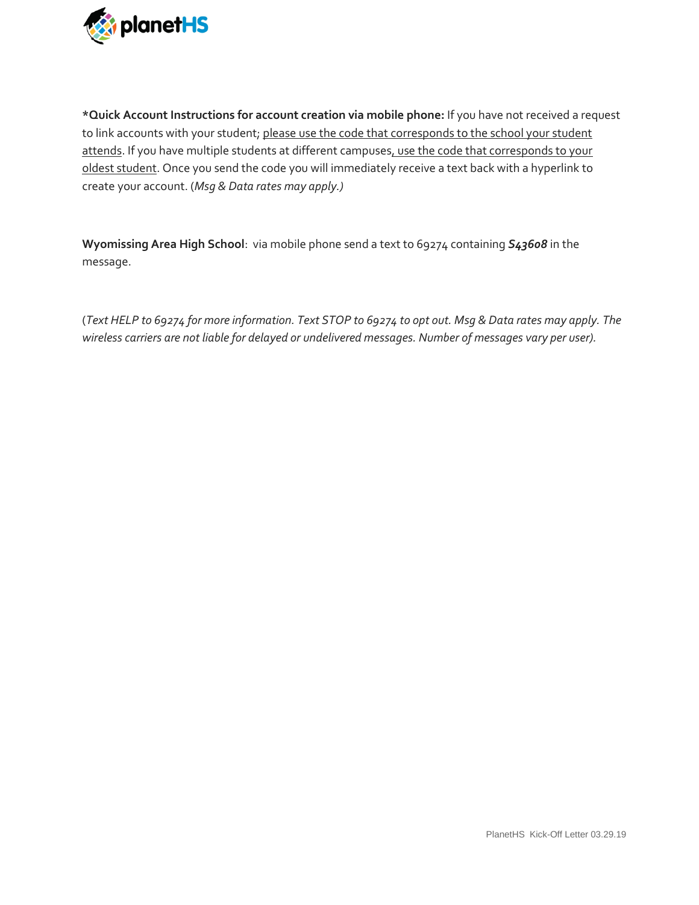**\*Quick Account Instructions for account creation via mobile phone:** If you have not received a request to link accounts with your student; <u>please use the code that corresponds to the school your student attends</u>. If you have multiple students at different campuses<u>, use the code that corresponds to your oldest student</u>. Once you send the code you will immediately receive a text back with a hyperlink to create your account. (*Msg & Data rates may apply.)*

**Wyomissing Area High School**: via mobile phone send a text to 69274 containing ***S43608*** in the message.

(*Text HELP to 69274 for more information. Text STOP to 69274 to opt out. Msg & Data rates may apply. The wireless carriers are not liable for delayed or undelivered messages. Number of messages vary per user).*